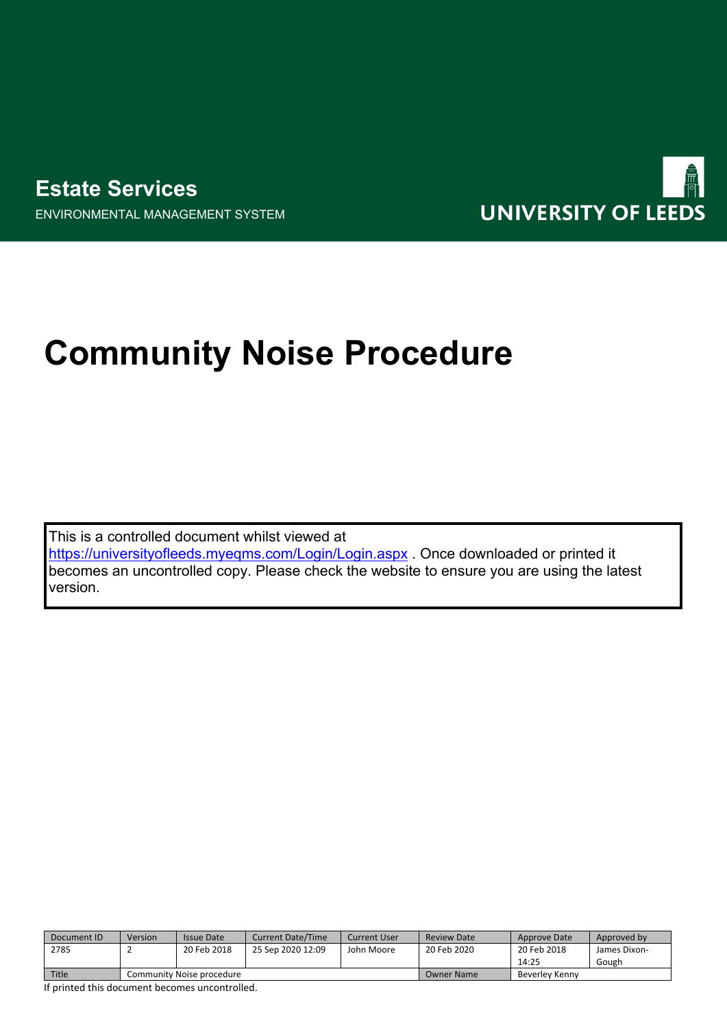**Estate Services**

ENVIRONMENTAL MANAGEMENT SYSTEM

UNIVERSITY OF LEEDS

# Community Noise Procedure

This is a controlled document whilst viewed at https://universityofleeds.myeqms.com/Login/Login.aspx . Once downloaded or printed it becomes an uncontrolled copy. Please check the website to ensure you are using the latest version.

| Document ID | Version | Issue Date | Current Date/Time | Current User | Review Date | Approve Date | Approved by |
|---|---|---|---|---|---|---|---|
| 2785 | 2 | 20 Feb 2018 | 25 Sep 2020 12:09 | John Moore | 20 Feb 2020 | 20 Feb 2018 14:25 | James Dixon-Gough |
| Title | Community Noise procedure | | | | Owner Name | Beverley Kenny | |

If printed this document becomes uncontrolled.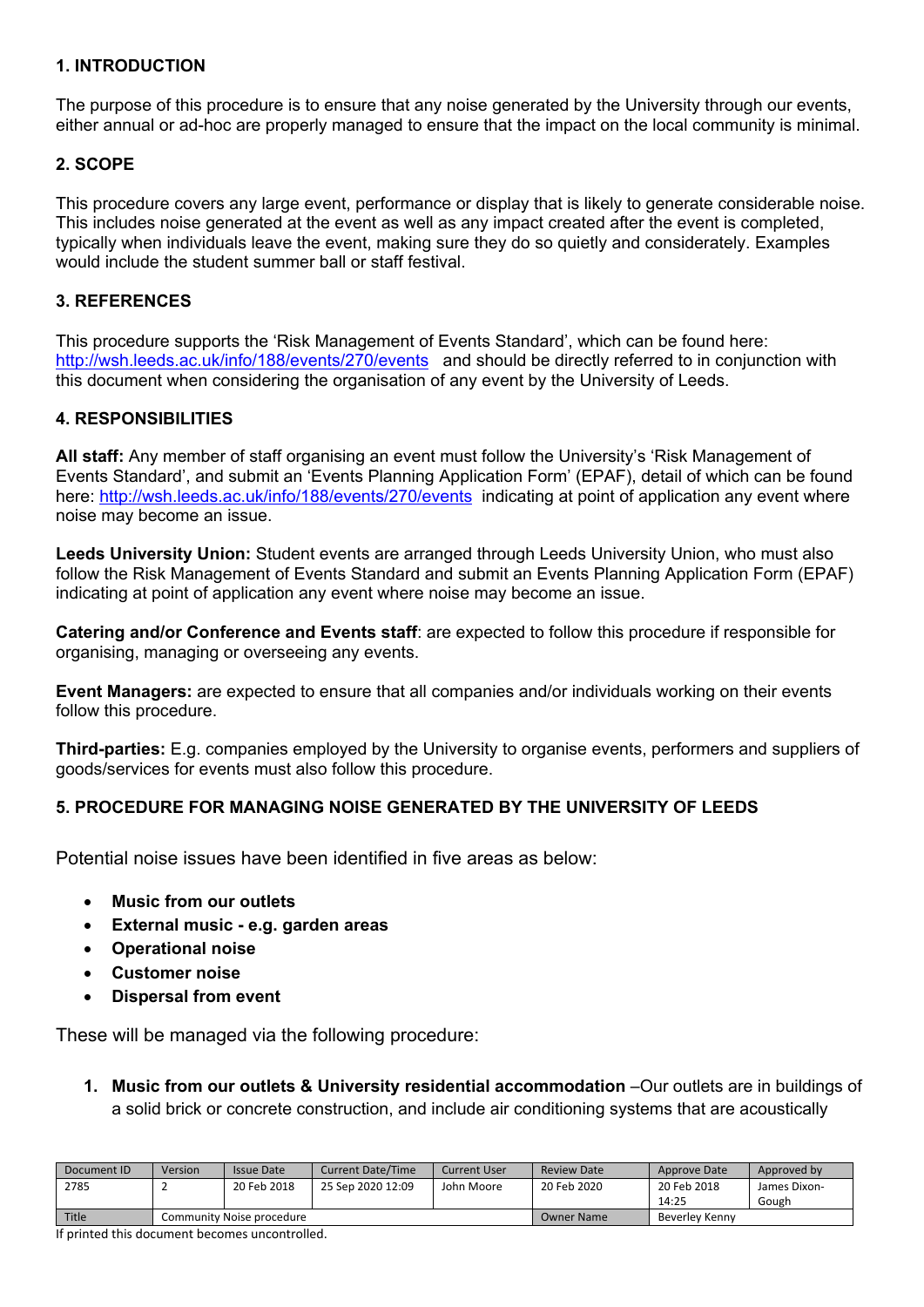## 1. INTRODUCTION

The purpose of this procedure is to ensure that any noise generated by the University through our events, either annual or ad-hoc are properly managed to ensure that the impact on the local community is minimal.

## 2. SCOPE

This procedure covers any large event, performance or display that is likely to generate considerable noise. This includes noise generated at the event as well as any impact created after the event is completed, typically when individuals leave the event, making sure they do so quietly and considerately. Examples would include the student summer ball or staff festival.

## 3. REFERENCES

This procedure supports the 'Risk Management of Events Standard', which can be found here: http://wsh.leeds.ac.uk/info/188/events/270/events and should be directly referred to in conjunction with this document when considering the organisation of any event by the University of Leeds.

## 4. RESPONSIBILITIES

**All staff:** Any member of staff organising an event must follow the University's 'Risk Management of Events Standard', and submit an 'Events Planning Application Form' (EPAF), detail of which can be found here: http://wsh.leeds.ac.uk/info/188/events/270/events indicating at point of application any event where noise may become an issue.

**Leeds University Union:** Student events are arranged through Leeds University Union, who must also follow the Risk Management of Events Standard and submit an Events Planning Application Form (EPAF) indicating at point of application any event where noise may become an issue.

**Catering and/or Conference and Events staff**: are expected to follow this procedure if responsible for organising, managing or overseeing any events.

**Event Managers:** are expected to ensure that all companies and/or individuals working on their events follow this procedure.

**Third-parties:** E.g. companies employed by the University to organise events, performers and suppliers of goods/services for events must also follow this procedure.

## 5. PROCEDURE FOR MANAGING NOISE GENERATED BY THE UNIVERSITY OF LEEDS

Potential noise issues have been identified in five areas as below:

- **Music from our outlets**
- **External music - e.g. garden areas**
- **Operational noise**
- **Customer noise**
- **Dispersal from event**

These will be managed via the following procedure:

1. **Music from our outlets & University residential accommodation** –Our outlets are in buildings of a solid brick or concrete construction, and include air conditioning systems that are acoustically

| Document ID | Version | Issue Date | Current Date/Time | Current User | Review Date | Approve Date | Approved by |
|---|---|---|---|---|---|---|---|
| 2785 | 2 | 20 Feb 2018 | 25 Sep 2020 12:09 | John Moore | 20 Feb 2020 | 20 Feb 2018 14:25 | James Dixon-Gough |
| Title | Community Noise procedure | | | | Owner Name | Beverley Kenny | |

If printed this document becomes uncontrolled.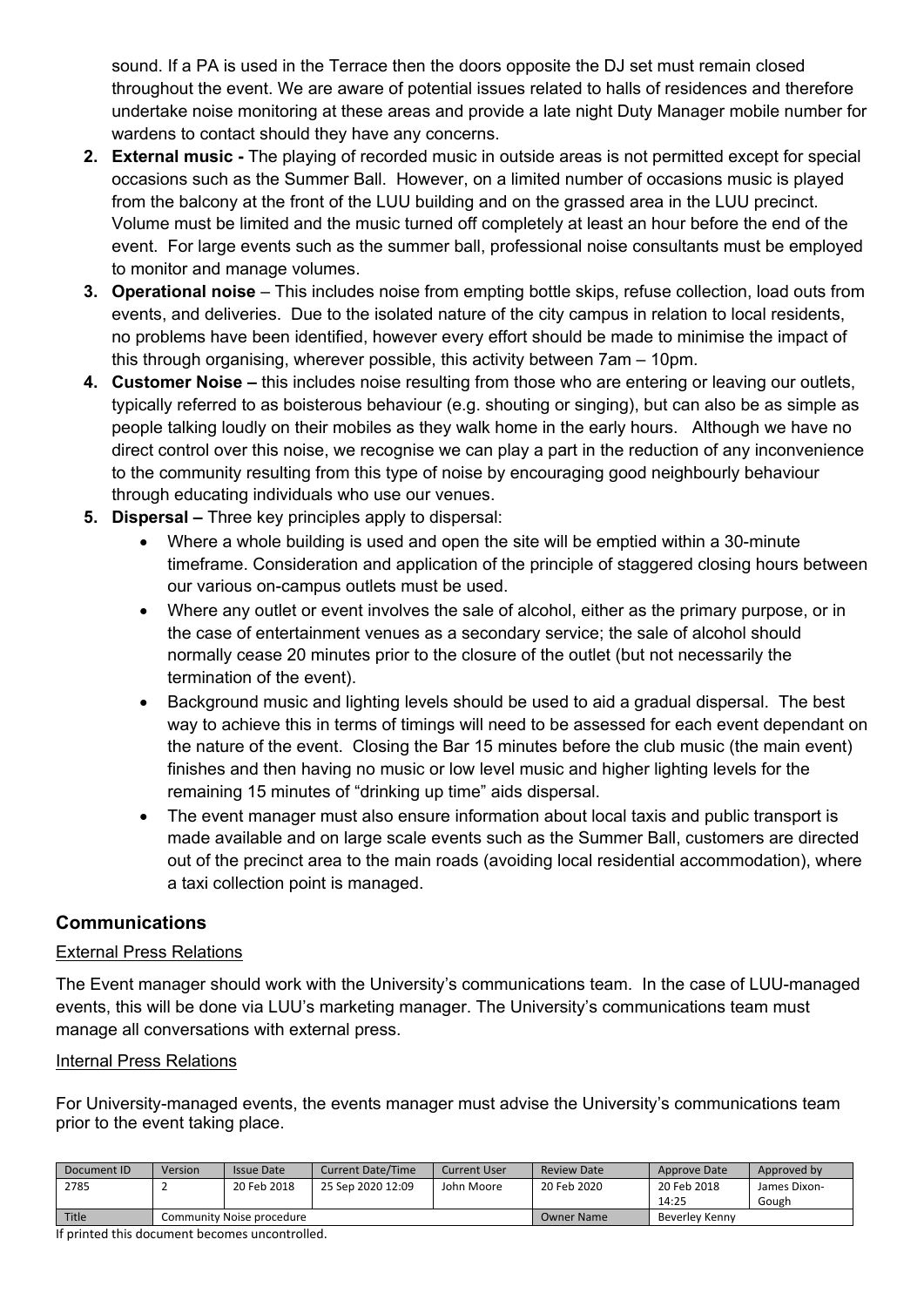sound. If a PA is used in the Terrace then the doors opposite the DJ set must remain closed throughout the event. We are aware of potential issues related to halls of residences and therefore undertake noise monitoring at these areas and provide a late night Duty Manager mobile number for wardens to contact should they have any concerns.

2. **External music -** The playing of recorded music in outside areas is not permitted except for special occasions such as the Summer Ball. However, on a limited number of occasions music is played from the balcony at the front of the LUU building and on the grassed area in the LUU precinct. Volume must be limited and the music turned off completely at least an hour before the end of the event. For large events such as the summer ball, professional noise consultants must be employed to monitor and manage volumes.
3. **Operational noise** – This includes noise from empting bottle skips, refuse collection, load outs from events, and deliveries. Due to the isolated nature of the city campus in relation to local residents, no problems have been identified, however every effort should be made to minimise the impact of this through organising, wherever possible, this activity between 7am – 10pm.
4. **Customer Noise –** this includes noise resulting from those who are entering or leaving our outlets, typically referred to as boisterous behaviour (e.g. shouting or singing), but can also be as simple as people talking loudly on their mobiles as they walk home in the early hours. Although we have no direct control over this noise, we recognise we can play a part in the reduction of any inconvenience to the community resulting from this type of noise by encouraging good neighbourly behaviour through educating individuals who use our venues.
5. **Dispersal –** Three key principles apply to dispersal:
   - Where a whole building is used and open the site will be emptied within a 30-minute timeframe. Consideration and application of the principle of staggered closing hours between our various on-campus outlets must be used.
   - Where any outlet or event involves the sale of alcohol, either as the primary purpose, or in the case of entertainment venues as a secondary service; the sale of alcohol should normally cease 20 minutes prior to the closure of the outlet (but not necessarily the termination of the event).
   - Background music and lighting levels should be used to aid a gradual dispersal. The best way to achieve this in terms of timings will need to be assessed for each event dependant on the nature of the event. Closing the Bar 15 minutes before the club music (the main event) finishes and then having no music or low level music and higher lighting levels for the remaining 15 minutes of "drinking up time" aids dispersal.
   - The event manager must also ensure information about local taxis and public transport is made available and on large scale events such as the Summer Ball, customers are directed out of the precinct area to the main roads (avoiding local residential accommodation), where a taxi collection point is managed.

## Communications

### External Press Relations

The Event manager should work with the University's communications team. In the case of LUU-managed events, this will be done via LUU's marketing manager. The University's communications team must manage all conversations with external press.

### Internal Press Relations

For University-managed events, the events manager must advise the University's communications team prior to the event taking place.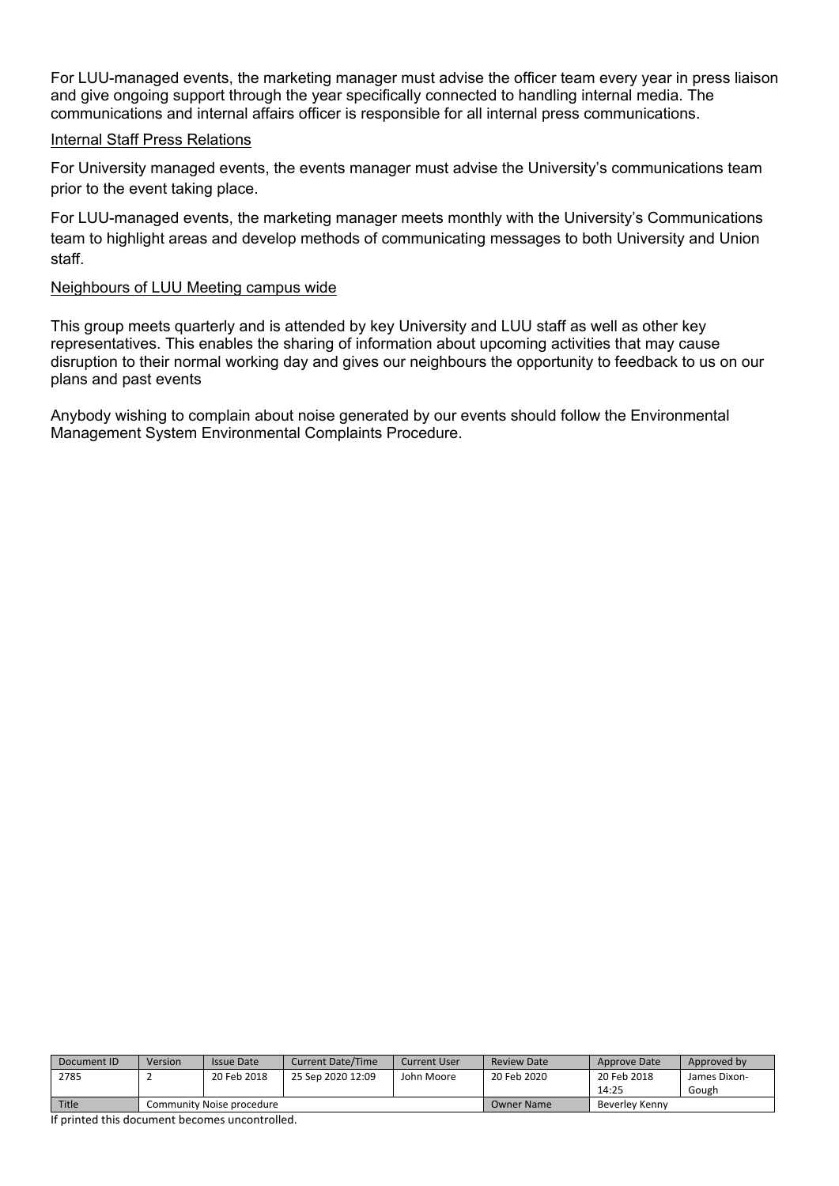For LUU-managed events, the marketing manager must advise the officer team every year in press liaison and give ongoing support through the year specifically connected to handling internal media. The communications and internal affairs officer is responsible for all internal press communications.

### Internal Staff Press Relations

For University managed events, the events manager must advise the University's communications team prior to the event taking place.

For LUU-managed events, the marketing manager meets monthly with the University's Communications team to highlight areas and develop methods of communicating messages to both University and Union staff.

### Neighbours of LUU Meeting campus wide

This group meets quarterly and is attended by key University and LUU staff as well as other key representatives. This enables the sharing of information about upcoming activities that may cause disruption to their normal working day and gives our neighbours the opportunity to feedback to us on our plans and past events

Anybody wishing to complain about noise generated by our events should follow the Environmental Management System Environmental Complaints Procedure.